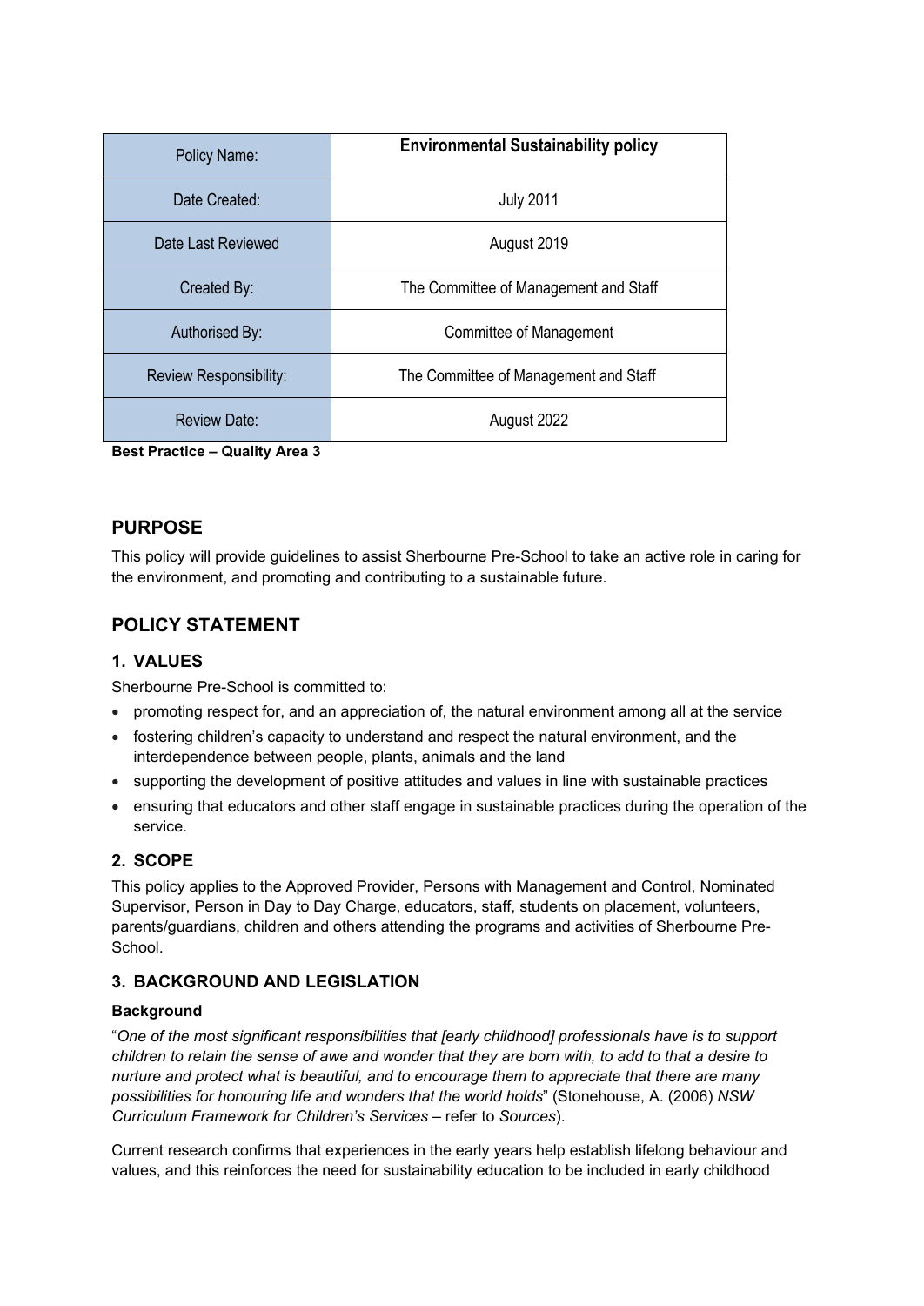| Policy Name: | **Environmental Sustainability policy** |
| --- | --- |
| Date Created: | July 2011 |
| Date Last Reviewed | August 2019 |
| Created By: | The Committee of Management and Staff |
| Authorised By: | Committee of Management |
| Review Responsibility: | The Committee of Management and Staff |
| Review Date: | August 2022 |

**Best Practice – Quality Area 3**

## PURPOSE

This policy will provide guidelines to assist Sherbourne Pre-School to take an active role in caring for the environment, and promoting and contributing to a sustainable future.

## POLICY STATEMENT

### 1. VALUES

Sherbourne Pre-School is committed to:

- promoting respect for, and an appreciation of, the natural environment among all at the service
- fostering children's capacity to understand and respect the natural environment, and the interdependence between people, plants, animals and the land
- supporting the development of positive attitudes and values in line with sustainable practices
- ensuring that educators and other staff engage in sustainable practices during the operation of the service.

### 2. SCOPE

This policy applies to the Approved Provider, Persons with Management and Control, Nominated Supervisor, Person in Day to Day Charge, educators, staff, students on placement, volunteers, parents/guardians, children and others attending the programs and activities of Sherbourne Pre-School.

### 3. BACKGROUND AND LEGISLATION

**Background**

"*One of the most significant responsibilities that [early childhood] professionals have is to support children to retain the sense of awe and wonder that they are born with, to add to that a desire to nurture and protect what is beautiful, and to encourage them to appreciate that there are many possibilities for honouring life and wonders that the world holds*" (Stonehouse, A. (2006) *NSW Curriculum Framework for Children's Services* – refer to *Sources*).

Current research confirms that experiences in the early years help establish lifelong behaviour and values, and this reinforces the need for sustainability education to be included in early childhood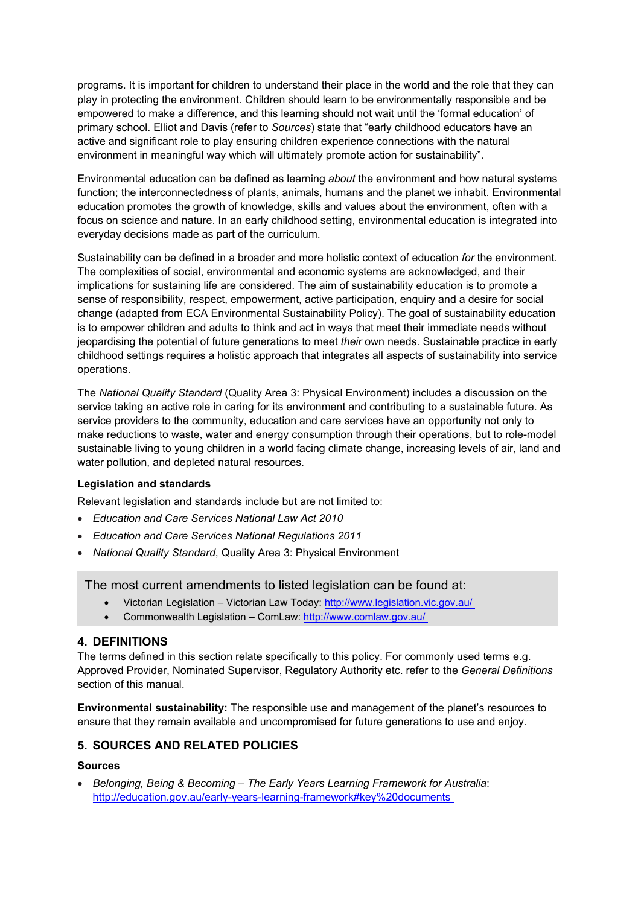programs. It is important for children to understand their place in the world and the role that they can play in protecting the environment. Children should learn to be environmentally responsible and be empowered to make a difference, and this learning should not wait until the 'formal education' of primary school. Elliot and Davis (refer to *Sources*) state that "early childhood educators have an active and significant role to play ensuring children experience connections with the natural environment in meaningful way which will ultimately promote action for sustainability".

Environmental education can be defined as learning *about* the environment and how natural systems function; the interconnectedness of plants, animals, humans and the planet we inhabit. Environmental education promotes the growth of knowledge, skills and values about the environment, often with a focus on science and nature. In an early childhood setting, environmental education is integrated into everyday decisions made as part of the curriculum.

Sustainability can be defined in a broader and more holistic context of education *for* the environment. The complexities of social, environmental and economic systems are acknowledged, and their implications for sustaining life are considered. The aim of sustainability education is to promote a sense of responsibility, respect, empowerment, active participation, enquiry and a desire for social change (adapted from ECA Environmental Sustainability Policy). The goal of sustainability education is to empower children and adults to think and act in ways that meet their immediate needs without jeopardising the potential of future generations to meet *their* own needs. Sustainable practice in early childhood settings requires a holistic approach that integrates all aspects of sustainability into service operations.

The *National Quality Standard* (Quality Area 3: Physical Environment) includes a discussion on the service taking an active role in caring for its environment and contributing to a sustainable future. As service providers to the community, education and care services have an opportunity not only to make reductions to waste, water and energy consumption through their operations, but to role-model sustainable living to young children in a world facing climate change, increasing levels of air, land and water pollution, and depleted natural resources.

**Legislation and standards**

Relevant legislation and standards include but are not limited to:

- *Education and Care Services National Law Act 2010*
- *Education and Care Services National Regulations 2011*
- *National Quality Standard*, Quality Area 3: Physical Environment

The most current amendments to listed legislation can be found at:

- Victorian Legislation – Victorian Law Today: http://www.legislation.vic.gov.au/
- Commonwealth Legislation – ComLaw: http://www.comlaw.gov.au/

## 4. DEFINITIONS

The terms defined in this section relate specifically to this policy. For commonly used terms e.g. Approved Provider, Nominated Supervisor, Regulatory Authority etc. refer to the *General Definitions* section of this manual.

**Environmental sustainability:** The responsible use and management of the planet's resources to ensure that they remain available and uncompromised for future generations to use and enjoy.

## 5. SOURCES AND RELATED POLICIES

**Sources**

- *Belonging, Being & Becoming – The Early Years Learning Framework for Australia*: http://education.gov.au/early-years-learning-framework#key%20documents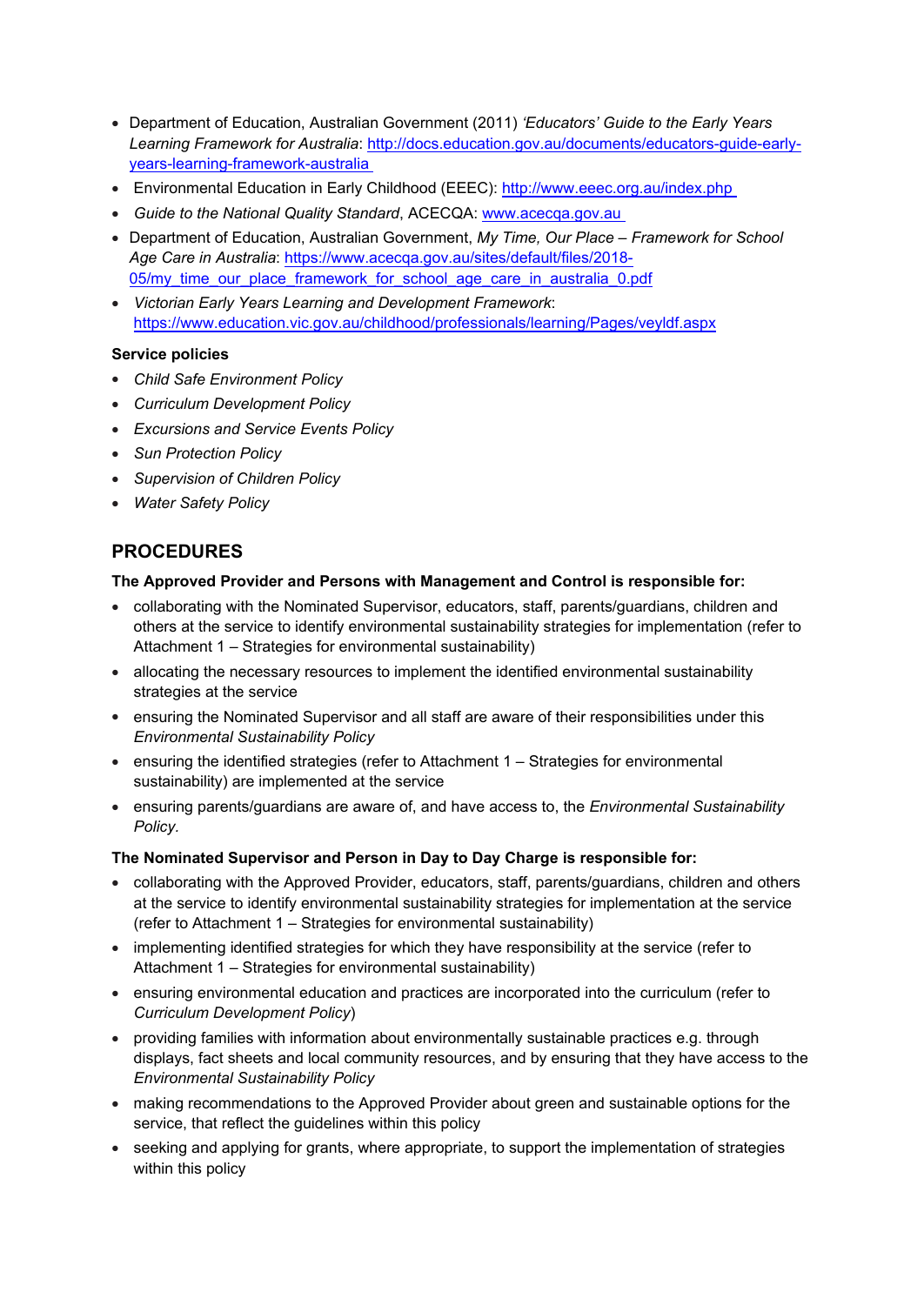- Department of Education, Australian Government (2011) *'Educators' Guide to the Early Years Learning Framework for Australia*: http://docs.education.gov.au/documents/educators-guide-early-years-learning-framework-australia
- Environmental Education in Early Childhood (EEEC): http://www.eeec.org.au/index.php
- *Guide to the National Quality Standard*, ACECQA: www.acecqa.gov.au
- Department of Education, Australian Government, *My Time, Our Place – Framework for School Age Care in Australia*: https://www.acecqa.gov.au/sites/default/files/2018-05/my_time_our_place_framework_for_school_age_care_in_australia_0.pdf
- *Victorian Early Years Learning and Development Framework*: https://www.education.vic.gov.au/childhood/professionals/learning/Pages/veyldf.aspx

**Service policies**

- *Child Safe Environment Policy*
- *Curriculum Development Policy*
- *Excursions and Service Events Policy*
- *Sun Protection Policy*
- *Supervision of Children Policy*
- *Water Safety Policy*

## PROCEDURES

**The Approved Provider and Persons with Management and Control is responsible for:**

- collaborating with the Nominated Supervisor, educators, staff, parents/guardians, children and others at the service to identify environmental sustainability strategies for implementation (refer to Attachment 1 – Strategies for environmental sustainability)
- allocating the necessary resources to implement the identified environmental sustainability strategies at the service
- ensuring the Nominated Supervisor and all staff are aware of their responsibilities under this *Environmental Sustainability Policy*
- ensuring the identified strategies (refer to Attachment 1 – Strategies for environmental sustainability) are implemented at the service
- ensuring parents/guardians are aware of, and have access to, the *Environmental Sustainability Policy.*

**The Nominated Supervisor and Person in Day to Day Charge is responsible for:**

- collaborating with the Approved Provider, educators, staff, parents/guardians, children and others at the service to identify environmental sustainability strategies for implementation at the service (refer to Attachment 1 – Strategies for environmental sustainability)
- implementing identified strategies for which they have responsibility at the service (refer to Attachment 1 – Strategies for environmental sustainability)
- ensuring environmental education and practices are incorporated into the curriculum (refer to *Curriculum Development Policy*)
- providing families with information about environmentally sustainable practices e.g. through displays, fact sheets and local community resources, and by ensuring that they have access to the *Environmental Sustainability Policy*
- making recommendations to the Approved Provider about green and sustainable options for the service, that reflect the guidelines within this policy
- seeking and applying for grants, where appropriate, to support the implementation of strategies within this policy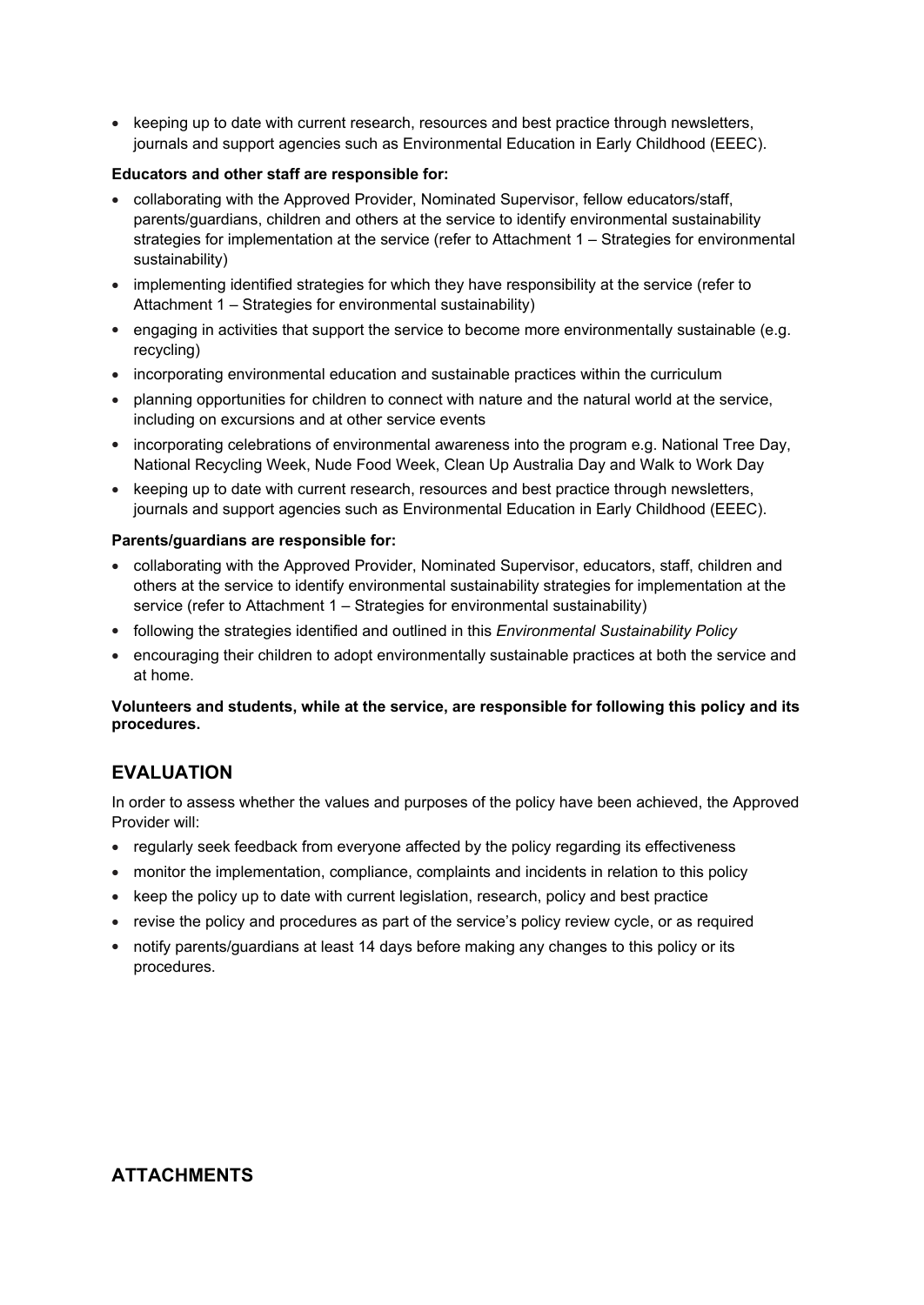- keeping up to date with current research, resources and best practice through newsletters, journals and support agencies such as Environmental Education in Early Childhood (EEEC).

**Educators and other staff are responsible for:**

- collaborating with the Approved Provider, Nominated Supervisor, fellow educators/staff, parents/guardians, children and others at the service to identify environmental sustainability strategies for implementation at the service (refer to Attachment 1 – Strategies for environmental sustainability)
- implementing identified strategies for which they have responsibility at the service (refer to Attachment 1 – Strategies for environmental sustainability)
- engaging in activities that support the service to become more environmentally sustainable (e.g. recycling)
- incorporating environmental education and sustainable practices within the curriculum
- planning opportunities for children to connect with nature and the natural world at the service, including on excursions and at other service events
- incorporating celebrations of environmental awareness into the program e.g. National Tree Day, National Recycling Week, Nude Food Week, Clean Up Australia Day and Walk to Work Day
- keeping up to date with current research, resources and best practice through newsletters, journals and support agencies such as Environmental Education in Early Childhood (EEEC).

**Parents/guardians are responsible for:**

- collaborating with the Approved Provider, Nominated Supervisor, educators, staff, children and others at the service to identify environmental sustainability strategies for implementation at the service (refer to Attachment 1 – Strategies for environmental sustainability)
- following the strategies identified and outlined in this *Environmental Sustainability Policy*
- encouraging their children to adopt environmentally sustainable practices at both the service and at home.

**Volunteers and students, while at the service, are responsible for following this policy and its procedures.**

## EVALUATION

In order to assess whether the values and purposes of the policy have been achieved, the Approved Provider will:

- regularly seek feedback from everyone affected by the policy regarding its effectiveness
- monitor the implementation, compliance, complaints and incidents in relation to this policy
- keep the policy up to date with current legislation, research, policy and best practice
- revise the policy and procedures as part of the service's policy review cycle, or as required
- notify parents/guardians at least 14 days before making any changes to this policy or its procedures.

## ATTACHMENTS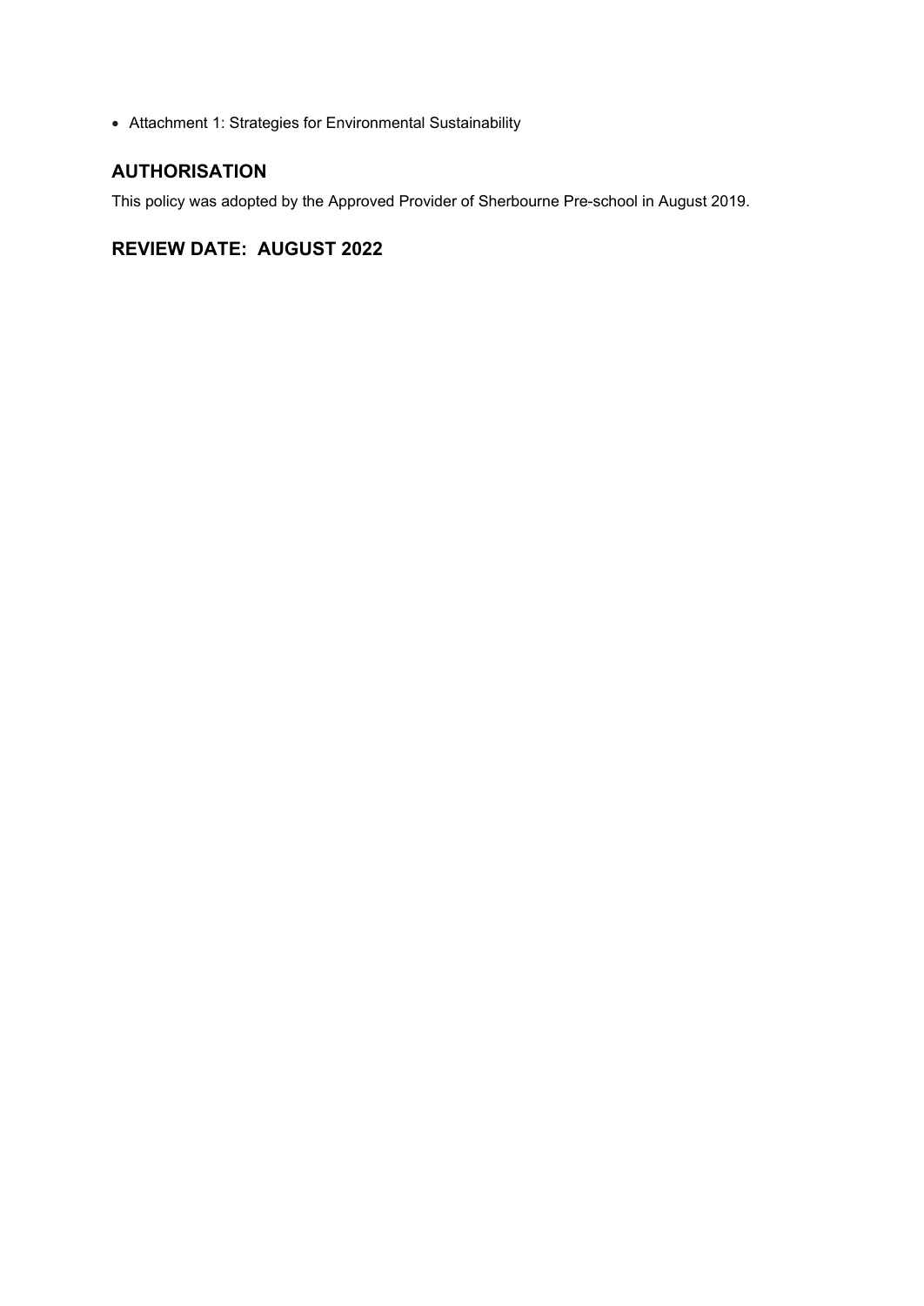- Attachment 1: Strategies for Environmental Sustainability

## AUTHORISATION

This policy was adopted by the Approved Provider of Sherbourne Pre-school in August 2019.

## REVIEW DATE: AUGUST 2022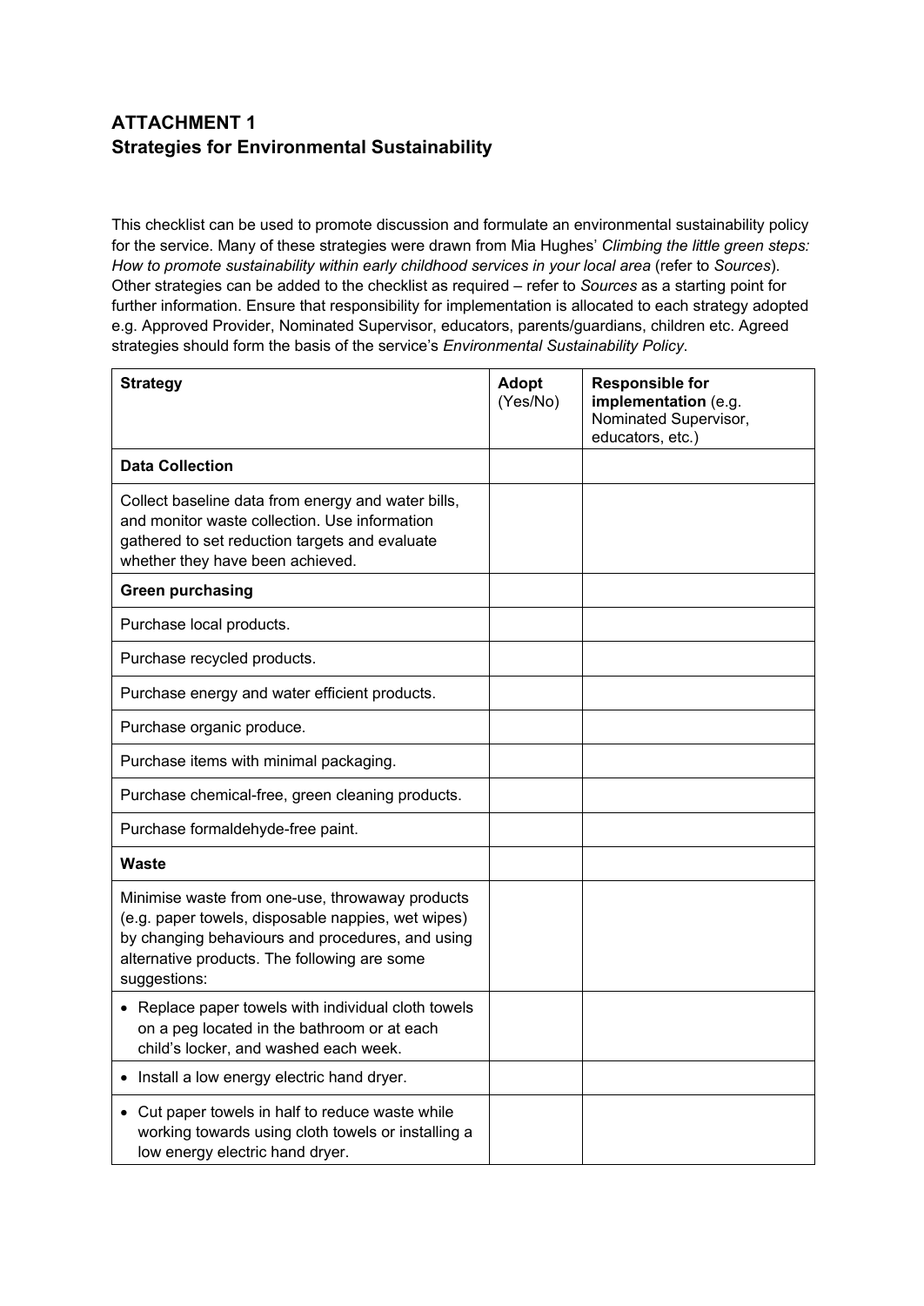## ATTACHMENT 1
## Strategies for Environmental Sustainability

This checklist can be used to promote discussion and formulate an environmental sustainability policy for the service. Many of these strategies were drawn from Mia Hughes' *Climbing the little green steps: How to promote sustainability within early childhood services in your local area* (refer to *Sources*). Other strategies can be added to the checklist as required – refer to *Sources* as a starting point for further information. Ensure that responsibility for implementation is allocated to each strategy adopted e.g. Approved Provider, Nominated Supervisor, educators, parents/guardians, children etc. Agreed strategies should form the basis of the service's *Environmental Sustainability Policy*.

| **Strategy** | **Adopt** (Yes/No) | **Responsible for implementation** (e.g. Nominated Supervisor, educators, etc.) |
|---|---|---|
| **Data Collection** | | |
| Collect baseline data from energy and water bills, and monitor waste collection. Use information gathered to set reduction targets and evaluate whether they have been achieved. | | |
| **Green purchasing** | | |
| Purchase local products. | | |
| Purchase recycled products. | | |
| Purchase energy and water efficient products. | | |
| Purchase organic produce. | | |
| Purchase items with minimal packaging. | | |
| Purchase chemical-free, green cleaning products. | | |
| Purchase formaldehyde-free paint. | | |
| **Waste** | | |
| Minimise waste from one-use, throwaway products (e.g. paper towels, disposable nappies, wet wipes) by changing behaviours and procedures, and using alternative products. The following are some suggestions: | | |
| • Replace paper towels with individual cloth towels on a peg located in the bathroom or at each child's locker, and washed each week. | | |
| • Install a low energy electric hand dryer. | | |
| • Cut paper towels in half to reduce waste while working towards using cloth towels or installing a low energy electric hand dryer. | | |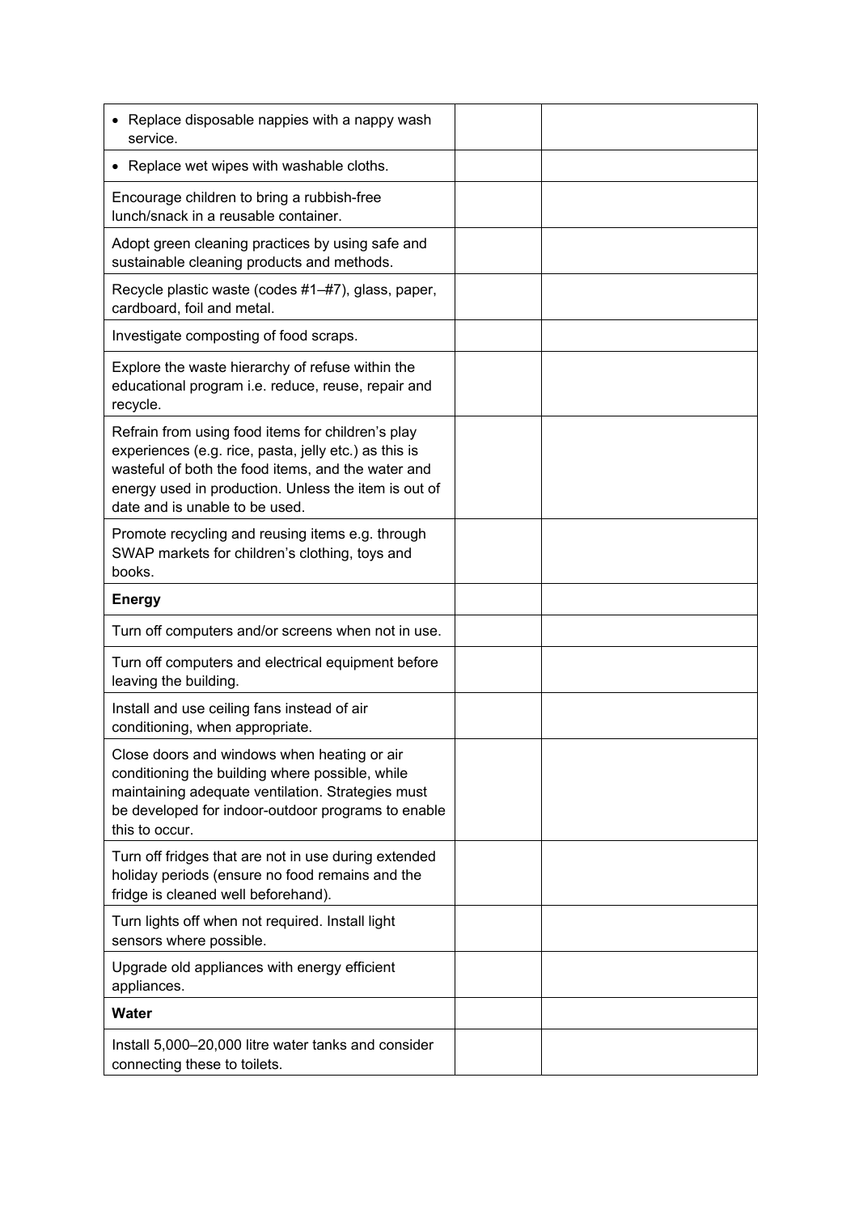| | | |
|---|---|---|
| • Replace disposable nappies with a nappy wash service. | | |
| • Replace wet wipes with washable cloths. | | |
| Encourage children to bring a rubbish-free lunch/snack in a reusable container. | | |
| Adopt green cleaning practices by using safe and sustainable cleaning products and methods. | | |
| Recycle plastic waste (codes #1–#7), glass, paper, cardboard, foil and metal. | | |
| Investigate composting of food scraps. | | |
| Explore the waste hierarchy of refuse within the educational program i.e. reduce, reuse, repair and recycle. | | |
| Refrain from using food items for children's play experiences (e.g. rice, pasta, jelly etc.) as this is wasteful of both the food items, and the water and energy used in production. Unless the item is out of date and is unable to be used. | | |
| Promote recycling and reusing items e.g. through SWAP markets for children's clothing, toys and books. | | |
| **Energy** | | |
| Turn off computers and/or screens when not in use. | | |
| Turn off computers and electrical equipment before leaving the building. | | |
| Install and use ceiling fans instead of air conditioning, when appropriate. | | |
| Close doors and windows when heating or air conditioning the building where possible, while maintaining adequate ventilation. Strategies must be developed for indoor-outdoor programs to enable this to occur. | | |
| Turn off fridges that are not in use during extended holiday periods (ensure no food remains and the fridge is cleaned well beforehand). | | |
| Turn lights off when not required. Install light sensors where possible. | | |
| Upgrade old appliances with energy efficient appliances. | | |
| **Water** | | |
| Install 5,000–20,000 litre water tanks and consider connecting these to toilets. | | |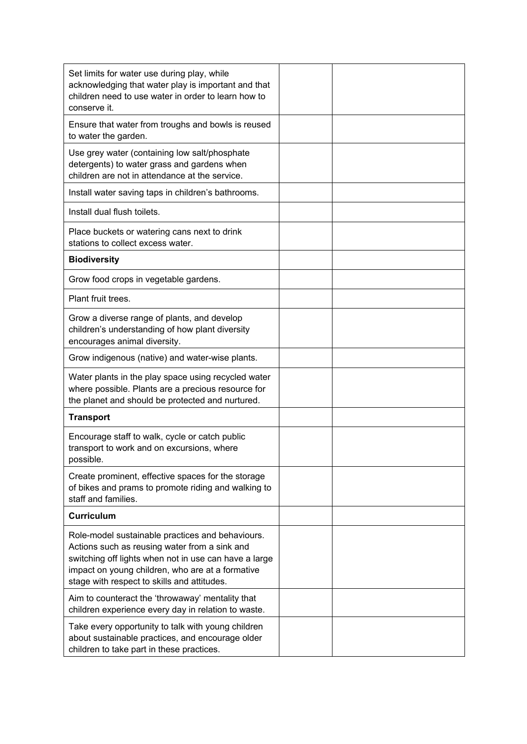| Set limits for water use during play, while acknowledging that water play is important and that children need to use water in order to learn how to conserve it. | | |
|---|---|---|
| Ensure that water from troughs and bowls is reused to water the garden. | | |
| Use grey water (containing low salt/phosphate detergents) to water grass and gardens when children are not in attendance at the service. | | |
| Install water saving taps in children's bathrooms. | | |
| Install dual flush toilets. | | |
| Place buckets or watering cans next to drink stations to collect excess water. | | |
| **Biodiversity** | | |
| Grow food crops in vegetable gardens. | | |
| Plant fruit trees. | | |
| Grow a diverse range of plants, and develop children's understanding of how plant diversity encourages animal diversity. | | |
| Grow indigenous (native) and water-wise plants. | | |
| Water plants in the play space using recycled water where possible. Plants are a precious resource for the planet and should be protected and nurtured. | | |
| **Transport** | | |
| Encourage staff to walk, cycle or catch public transport to work and on excursions, where possible. | | |
| Create prominent, effective spaces for the storage of bikes and prams to promote riding and walking to staff and families. | | |
| **Curriculum** | | |
| Role-model sustainable practices and behaviours. Actions such as reusing water from a sink and switching off lights when not in use can have a large impact on young children, who are at a formative stage with respect to skills and attitudes. | | |
| Aim to counteract the 'throwaway' mentality that children experience every day in relation to waste. | | |
| Take every opportunity to talk with young children about sustainable practices, and encourage older children to take part in these practices. | | |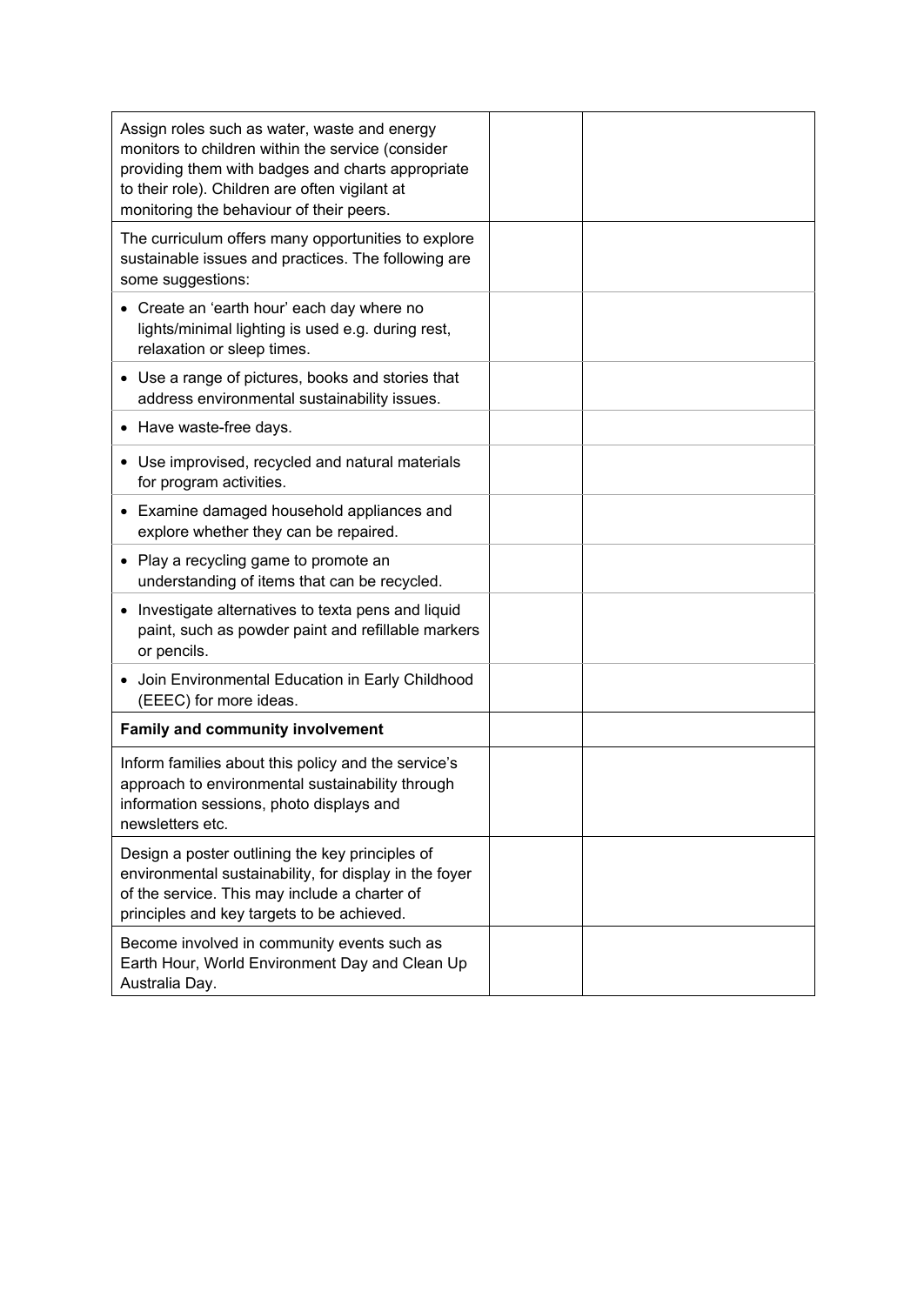| | | |
|---|---|---|
| Assign roles such as water, waste and energy monitors to children within the service (consider providing them with badges and charts appropriate to their role). Children are often vigilant at monitoring the behaviour of their peers. | | |
| The curriculum offers many opportunities to explore sustainable issues and practices. The following are some suggestions: | | |
| • Create an 'earth hour' each day where no lights/minimal lighting is used e.g. during rest, relaxation or sleep times. | | |
| • Use a range of pictures, books and stories that address environmental sustainability issues. | | |
| • Have waste-free days. | | |
| • Use improvised, recycled and natural materials for program activities. | | |
| • Examine damaged household appliances and explore whether they can be repaired. | | |
| • Play a recycling game to promote an understanding of items that can be recycled. | | |
| • Investigate alternatives to texta pens and liquid paint, such as powder paint and refillable markers or pencils. | | |
| • Join Environmental Education in Early Childhood (EEEC) for more ideas. | | |
| **Family and community involvement** | | |
| Inform families about this policy and the service's approach to environmental sustainability through information sessions, photo displays and newsletters etc. | | |
| Design a poster outlining the key principles of environmental sustainability, for display in the foyer of the service. This may include a charter of principles and key targets to be achieved. | | |
| Become involved in community events such as Earth Hour, World Environment Day and Clean Up Australia Day. | | |